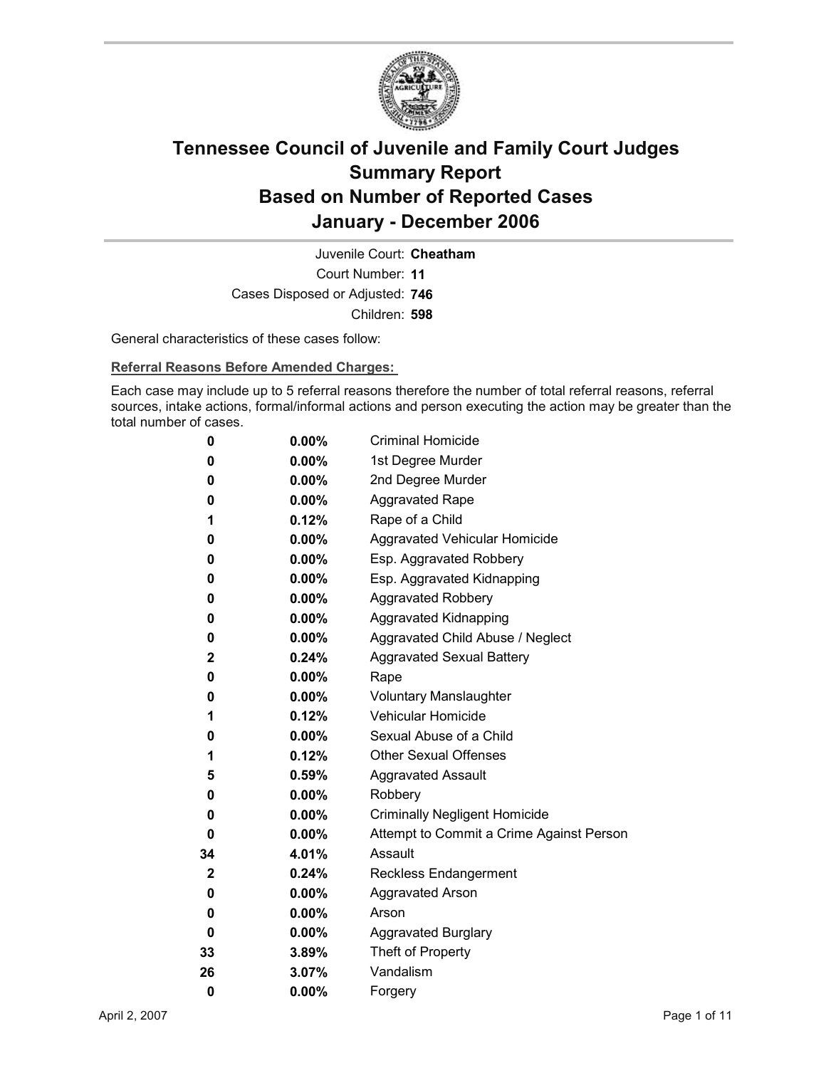# Tennessee Council of Juvenile and Family Court Judges
# Summary Report
# Based on Number of Reported Cases
# January - December 2006

Juvenile Court: **Cheatham**

Court Number: **11**

Cases Disposed or Adjusted: **746**

Children: **598**

General characteristics of these cases follow:

**Referral Reasons Before Amended Charges:**

Each case may include up to 5 referral reasons therefore the number of total referral reasons, referral sources, intake actions, formal/informal actions and person executing the action may be greater than the total number of cases.

| | | |
|---|---|---|
| **0** | **0.00%** | Criminal Homicide |
| **0** | **0.00%** | 1st Degree Murder |
| **0** | **0.00%** | 2nd Degree Murder |
| **0** | **0.00%** | Aggravated Rape |
| **1** | **0.12%** | Rape of a Child |
| **0** | **0.00%** | Aggravated Vehicular Homicide |
| **0** | **0.00%** | Esp. Aggravated Robbery |
| **0** | **0.00%** | Esp. Aggravated Kidnapping |
| **0** | **0.00%** | Aggravated Robbery |
| **0** | **0.00%** | Aggravated Kidnapping |
| **0** | **0.00%** | Aggravated Child Abuse / Neglect |
| **2** | **0.24%** | Aggravated Sexual Battery |
| **0** | **0.00%** | Rape |
| **0** | **0.00%** | Voluntary Manslaughter |
| **1** | **0.12%** | Vehicular Homicide |
| **0** | **0.00%** | Sexual Abuse of a Child |
| **1** | **0.12%** | Other Sexual Offenses |
| **5** | **0.59%** | Aggravated Assault |
| **0** | **0.00%** | Robbery |
| **0** | **0.00%** | Criminally Negligent Homicide |
| **0** | **0.00%** | Attempt to Commit a Crime Against Person |
| **34** | **4.01%** | Assault |
| **2** | **0.24%** | Reckless Endangerment |
| **0** | **0.00%** | Aggravated Arson |
| **0** | **0.00%** | Arson |
| **0** | **0.00%** | Aggravated Burglary |
| **33** | **3.89%** | Theft of Property |
| **26** | **3.07%** | Vandalism |
| **0** | **0.00%** | Forgery |

April 2, 2007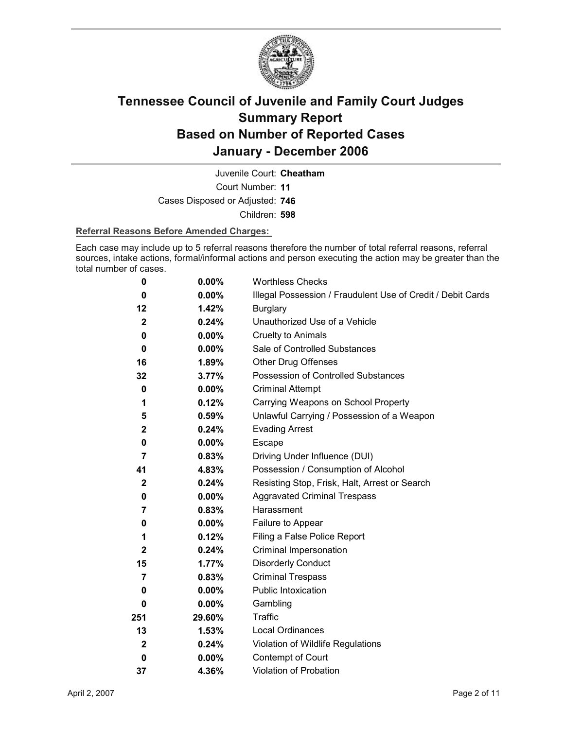# Tennessee Council of Juvenile and Family Court Judges
## Summary Report
## Based on Number of Reported Cases
## January - December 2006

Juvenile Court: **Cheatham**

Court Number: **11**

Cases Disposed or Adjusted: **746**

Children: **598**

**Referral Reasons Before Amended Charges:**

Each case may include up to 5 referral reasons therefore the number of total referral reasons, referral sources, intake actions, formal/informal actions and person executing the action may be greater than the total number of cases.

| Count | Percent | Referral Reason |
|---|---|---|
| 0 | 0.00% | Worthless Checks |
| 0 | 0.00% | Illegal Possession / Fraudulent Use of Credit / Debit Cards |
| 12 | 1.42% | Burglary |
| 2 | 0.24% | Unauthorized Use of a Vehicle |
| 0 | 0.00% | Cruelty to Animals |
| 0 | 0.00% | Sale of Controlled Substances |
| 16 | 1.89% | Other Drug Offenses |
| 32 | 3.77% | Possession of Controlled Substances |
| 0 | 0.00% | Criminal Attempt |
| 1 | 0.12% | Carrying Weapons on School Property |
| 5 | 0.59% | Unlawful Carrying / Possession of a Weapon |
| 2 | 0.24% | Evading Arrest |
| 0 | 0.00% | Escape |
| 7 | 0.83% | Driving Under Influence (DUI) |
| 41 | 4.83% | Possession / Consumption of Alcohol |
| 2 | 0.24% | Resisting Stop, Frisk, Halt, Arrest or Search |
| 0 | 0.00% | Aggravated Criminal Trespass |
| 7 | 0.83% | Harassment |
| 0 | 0.00% | Failure to Appear |
| 1 | 0.12% | Filing a False Police Report |
| 2 | 0.24% | Criminal Impersonation |
| 15 | 1.77% | Disorderly Conduct |
| 7 | 0.83% | Criminal Trespass |
| 0 | 0.00% | Public Intoxication |
| 0 | 0.00% | Gambling |
| 251 | 29.60% | Traffic |
| 13 | 1.53% | Local Ordinances |
| 2 | 0.24% | Violation of Wildlife Regulations |
| 0 | 0.00% | Contempt of Court |
| 37 | 4.36% | Violation of Probation |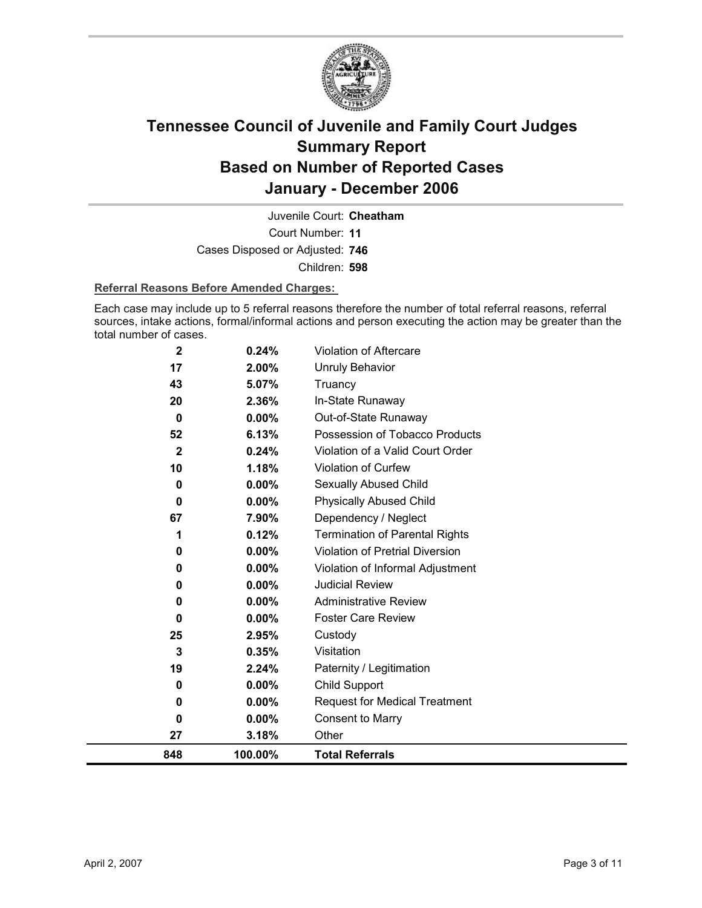# Tennessee Council of Juvenile and Family Court Judges
# Summary Report
# Based on Number of Reported Cases
# January - December 2006

Juvenile Court: **Cheatham**

Court Number: **11**

Cases Disposed or Adjusted: **746**

Children: **598**

**Referral Reasons Before Amended Charges:**

Each case may include up to 5 referral reasons therefore the number of total referral reasons, referral sources, intake actions, formal/informal actions and person executing the action may be greater than the total number of cases.

| Count | Percent | Referral Reason |
|---|---|---|
| 2 | 0.24% | Violation of Aftercare |
| 17 | 2.00% | Unruly Behavior |
| 43 | 5.07% | Truancy |
| 20 | 2.36% | In-State Runaway |
| 0 | 0.00% | Out-of-State Runaway |
| 52 | 6.13% | Possession of Tobacco Products |
| 2 | 0.24% | Violation of a Valid Court Order |
| 10 | 1.18% | Violation of Curfew |
| 0 | 0.00% | Sexually Abused Child |
| 0 | 0.00% | Physically Abused Child |
| 67 | 7.90% | Dependency / Neglect |
| 1 | 0.12% | Termination of Parental Rights |
| 0 | 0.00% | Violation of Pretrial Diversion |
| 0 | 0.00% | Violation of Informal Adjustment |
| 0 | 0.00% | Judicial Review |
| 0 | 0.00% | Administrative Review |
| 0 | 0.00% | Foster Care Review |
| 25 | 2.95% | Custody |
| 3 | 0.35% | Visitation |
| 19 | 2.24% | Paternity / Legitimation |
| 0 | 0.00% | Child Support |
| 0 | 0.00% | Request for Medical Treatment |
| 0 | 0.00% | Consent to Marry |
| 27 | 3.18% | Other |
| **848** | **100.00%** | **Total Referrals** |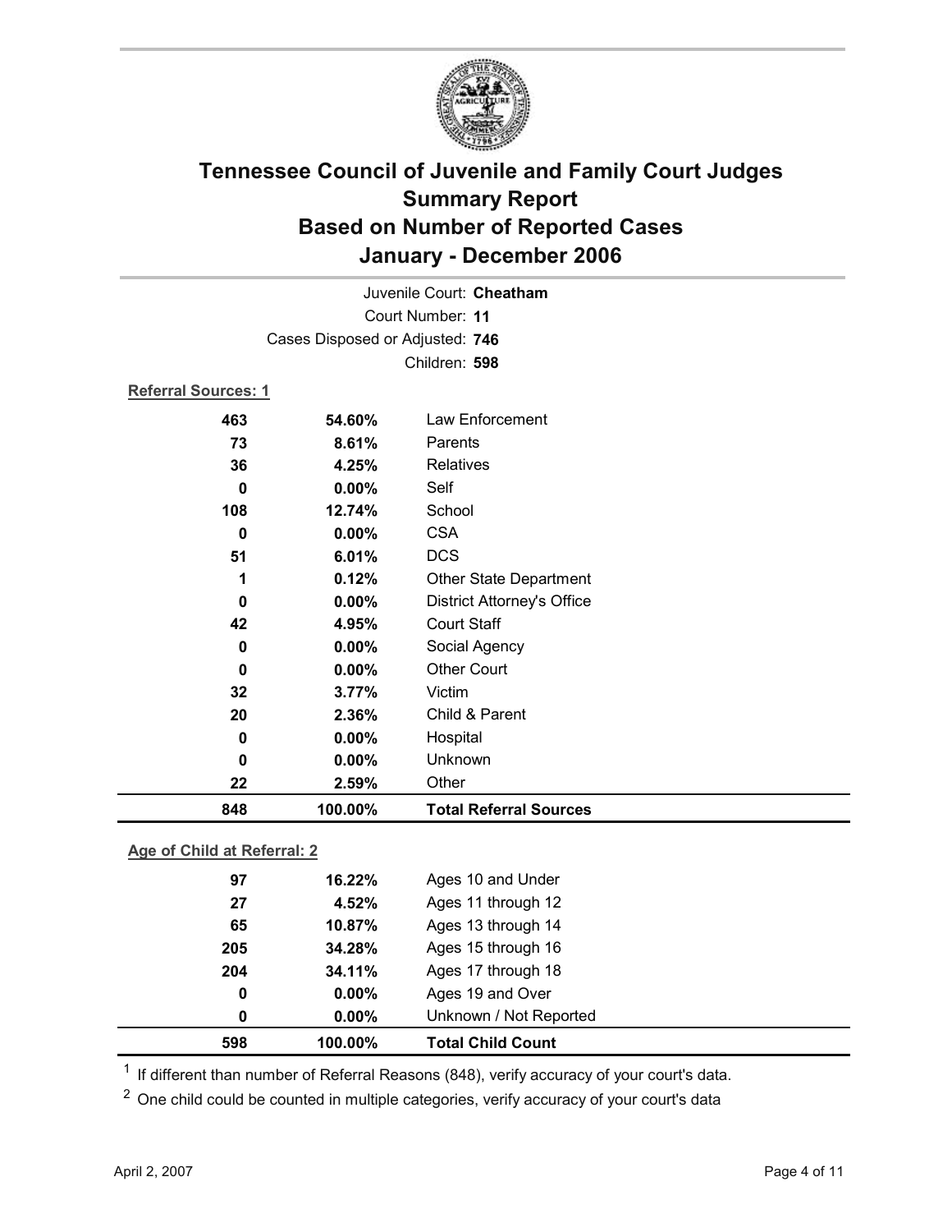# Tennessee Council of Juvenile and Family Court Judges
## Summary Report
## Based on Number of Reported Cases
## January - December 2006

Juvenile Court: **Cheatham**
Court Number: **11**
Cases Disposed or Adjusted: **746**
Children: **598**

**Referral Sources: 1**

| | | |
|---|---|---|
| 463 | 54.60% | Law Enforcement |
| 73 | 8.61% | Parents |
| 36 | 4.25% | Relatives |
| 0 | 0.00% | Self |
| 108 | 12.74% | School |
| 0 | 0.00% | CSA |
| 51 | 6.01% | DCS |
| 1 | 0.12% | Other State Department |
| 0 | 0.00% | District Attorney's Office |
| 42 | 4.95% | Court Staff |
| 0 | 0.00% | Social Agency |
| 0 | 0.00% | Other Court |
| 32 | 3.77% | Victim |
| 20 | 2.36% | Child & Parent |
| 0 | 0.00% | Hospital |
| 0 | 0.00% | Unknown |
| 22 | 2.59% | Other |
| **848** | **100.00%** | **Total Referral Sources** |

**Age of Child at Referral: 2**

| | | |
|---|---|---|
| 97 | 16.22% | Ages 10 and Under |
| 27 | 4.52% | Ages 11 through 12 |
| 65 | 10.87% | Ages 13 through 14 |
| 205 | 34.28% | Ages 15 through 16 |
| 204 | 34.11% | Ages 17 through 18 |
| 0 | 0.00% | Ages 19 and Over |
| 0 | 0.00% | Unknown / Not Reported |
| **598** | **100.00%** | **Total Child Count** |

[1] If different than number of Referral Reasons (848), verify accuracy of your court's data.

[2] One child could be counted in multiple categories, verify accuracy of your court's data

April 2, 2007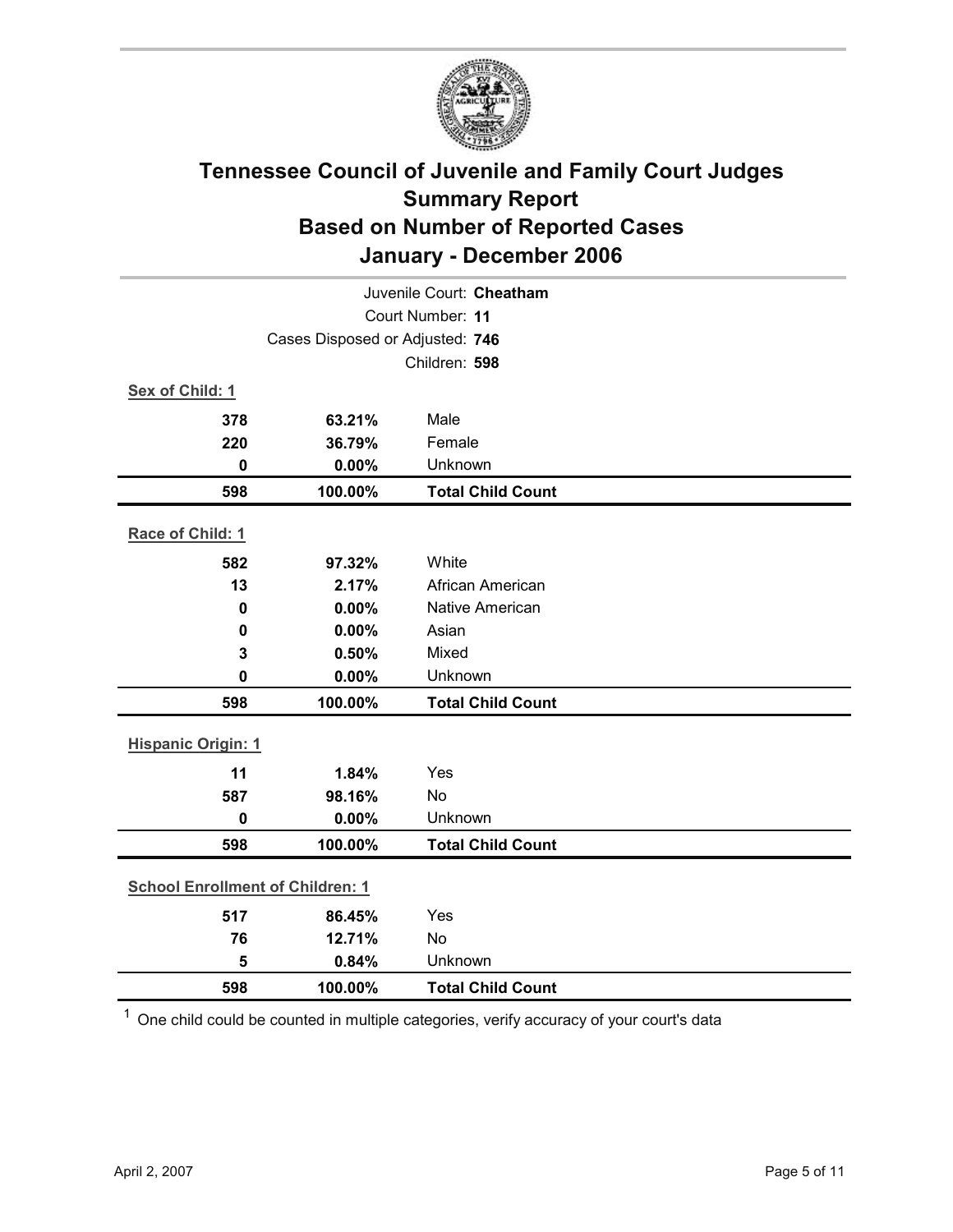# Tennessee Council of Juvenile and Family Court Judges
## Summary Report
## Based on Number of Reported Cases
## January - December 2006

Juvenile Court: **Cheatham**

Court Number: **11**

Cases Disposed or Adjusted: **746**

Children: **598**

**Sex of Child: 1**

| Count | Percent | Category |
|---|---|---|
| 378 | 63.21% | Male |
| 220 | 36.79% | Female |
| 0 | 0.00% | Unknown |
| **598** | **100.00%** | **Total Child Count** |

**Race of Child: 1**

| Count | Percent | Category |
|---|---|---|
| 582 | 97.32% | White |
| 13 | 2.17% | African American |
| 0 | 0.00% | Native American |
| 0 | 0.00% | Asian |
| 3 | 0.50% | Mixed |
| 0 | 0.00% | Unknown |
| **598** | **100.00%** | **Total Child Count** |

**Hispanic Origin: 1**

| Count | Percent | Category |
|---|---|---|
| 11 | 1.84% | Yes |
| 587 | 98.16% | No |
| 0 | 0.00% | Unknown |
| **598** | **100.00%** | **Total Child Count** |

**School Enrollment of Children: 1**

| Count | Percent | Category |
|---|---|---|
| 517 | 86.45% | Yes |
| 76 | 12.71% | No |
| 5 | 0.84% | Unknown |
| **598** | **100.00%** | **Total Child Count** |

[1] One child could be counted in multiple categories, verify accuracy of your court's data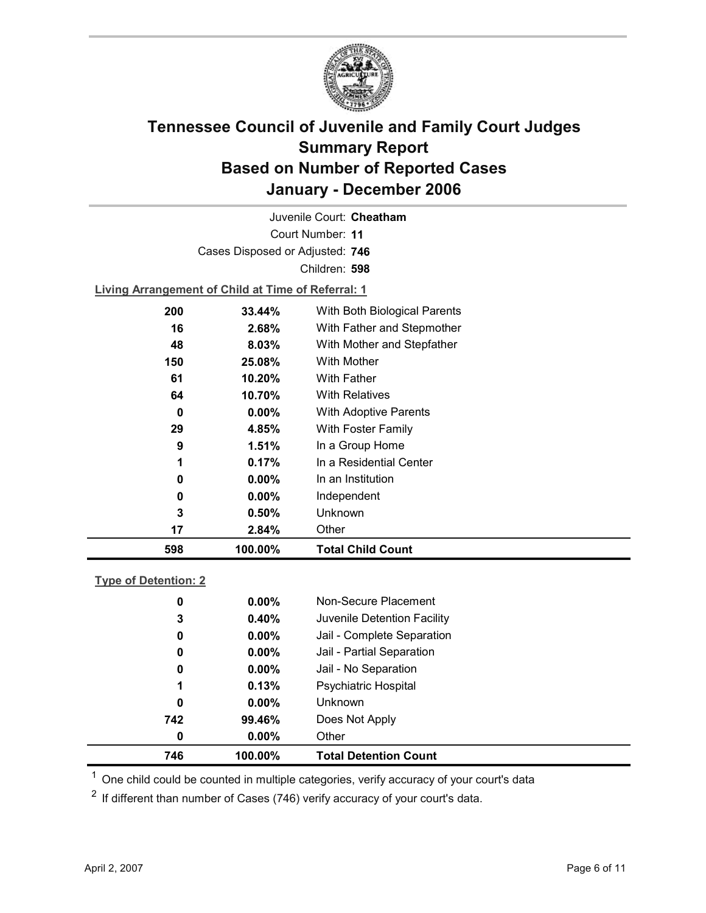# Tennessee Council of Juvenile and Family Court Judges
# Summary Report
# Based on Number of Reported Cases
# January - December 2006

Juvenile Court: **Cheatham**

Court Number: **11**

Cases Disposed or Adjusted: **746**

Children: **598**

**Living Arrangement of Child at Time of Referral: 1**

| Count | Percent | Living Arrangement |
|---|---|---|
| 200 | 33.44% | With Both Biological Parents |
| 16 | 2.68% | With Father and Stepmother |
| 48 | 8.03% | With Mother and Stepfather |
| 150 | 25.08% | With Mother |
| 61 | 10.20% | With Father |
| 64 | 10.70% | With Relatives |
| 0 | 0.00% | With Adoptive Parents |
| 29 | 4.85% | With Foster Family |
| 9 | 1.51% | In a Group Home |
| 1 | 0.17% | In a Residential Center |
| 0 | 0.00% | In an Institution |
| 0 | 0.00% | Independent |
| 3 | 0.50% | Unknown |
| 17 | 2.84% | Other |
| **598** | **100.00%** | **Total Child Count** |

**Type of Detention: 2**

| Count | Percent | Type of Detention |
|---|---|---|
| 0 | 0.00% | Non-Secure Placement |
| 3 | 0.40% | Juvenile Detention Facility |
| 0 | 0.00% | Jail - Complete Separation |
| 0 | 0.00% | Jail - Partial Separation |
| 0 | 0.00% | Jail - No Separation |
| 1 | 0.13% | Psychiatric Hospital |
| 0 | 0.00% | Unknown |
| 742 | 99.46% | Does Not Apply |
| 0 | 0.00% | Other |
| **746** | **100.00%** | **Total Detention Count** |

[1] One child could be counted in multiple categories, verify accuracy of your court's data

[2] If different than number of Cases (746) verify accuracy of your court's data.

April 2, 2007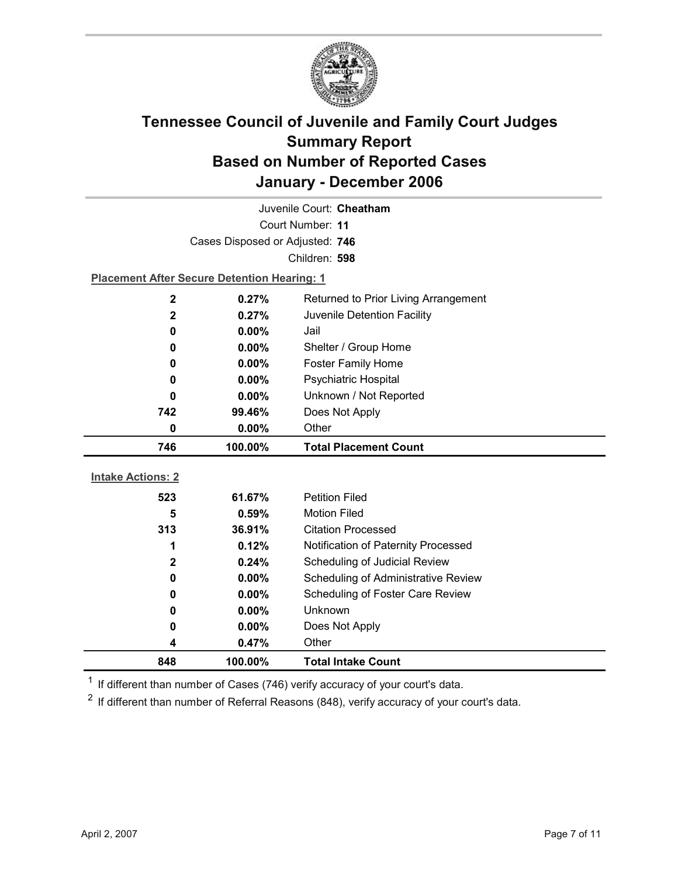# Tennessee Council of Juvenile and Family Court Judges
# Summary Report
# Based on Number of Reported Cases
# January - December 2006

Juvenile Court: **Cheatham**

Court Number: **11**

Cases Disposed or Adjusted: **746**

Children: **598**

**Placement After Secure Detention Hearing: 1**

| | | |
|---|---|---|
| **2** | **0.27%** | Returned to Prior Living Arrangement |
| **2** | **0.27%** | Juvenile Detention Facility |
| **0** | **0.00%** | Jail |
| **0** | **0.00%** | Shelter / Group Home |
| **0** | **0.00%** | Foster Family Home |
| **0** | **0.00%** | Psychiatric Hospital |
| **0** | **0.00%** | Unknown / Not Reported |
| **742** | **99.46%** | Does Not Apply |
| **0** | **0.00%** | Other |
| **746** | **100.00%** | **Total Placement Count** |

**Intake Actions: 2**

| | | |
|---|---|---|
| **523** | **61.67%** | Petition Filed |
| **5** | **0.59%** | Motion Filed |
| **313** | **36.91%** | Citation Processed |
| **1** | **0.12%** | Notification of Paternity Processed |
| **2** | **0.24%** | Scheduling of Judicial Review |
| **0** | **0.00%** | Scheduling of Administrative Review |
| **0** | **0.00%** | Scheduling of Foster Care Review |
| **0** | **0.00%** | Unknown |
| **0** | **0.00%** | Does Not Apply |
| **4** | **0.47%** | Other |
| **848** | **100.00%** | **Total Intake Count** |

[1] If different than number of Cases (746) verify accuracy of your court's data.

[2] If different than number of Referral Reasons (848), verify accuracy of your court's data.

April 2, 2007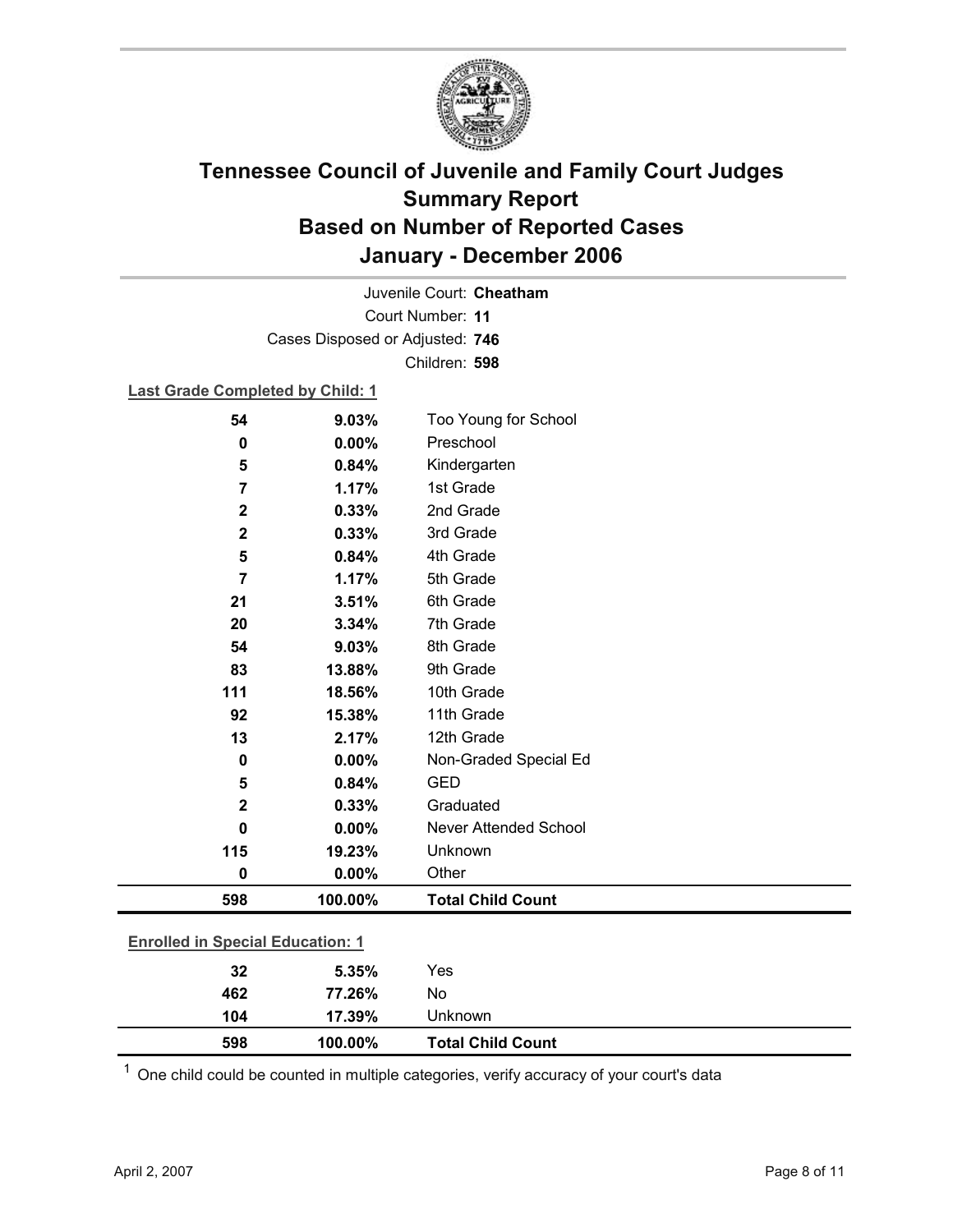# Tennessee Council of Juvenile and Family Court Judges
# Summary Report
# Based on Number of Reported Cases
# January - December 2006

Juvenile Court: **Cheatham**
Court Number: **11**
Cases Disposed or Adjusted: **746**
Children: **598**

**Last Grade Completed by Child: 1**

| | | |
|---|---|---|
| 54 | 9.03% | Too Young for School |
| 0 | 0.00% | Preschool |
| 5 | 0.84% | Kindergarten |
| 7 | 1.17% | 1st Grade |
| 2 | 0.33% | 2nd Grade |
| 2 | 0.33% | 3rd Grade |
| 5 | 0.84% | 4th Grade |
| 7 | 1.17% | 5th Grade |
| 21 | 3.51% | 6th Grade |
| 20 | 3.34% | 7th Grade |
| 54 | 9.03% | 8th Grade |
| 83 | 13.88% | 9th Grade |
| 111 | 18.56% | 10th Grade |
| 92 | 15.38% | 11th Grade |
| 13 | 2.17% | 12th Grade |
| 0 | 0.00% | Non-Graded Special Ed |
| 5 | 0.84% | GED |
| 2 | 0.33% | Graduated |
| 0 | 0.00% | Never Attended School |
| 115 | 19.23% | Unknown |
| 0 | 0.00% | Other |
| **598** | **100.00%** | **Total Child Count** |

**Enrolled in Special Education: 1**

| | | |
|---|---|---|
| 32 | 5.35% | Yes |
| 462 | 77.26% | No |
| 104 | 17.39% | Unknown |
| **598** | **100.00%** | **Total Child Count** |

[1] One child could be counted in multiple categories, verify accuracy of your court's data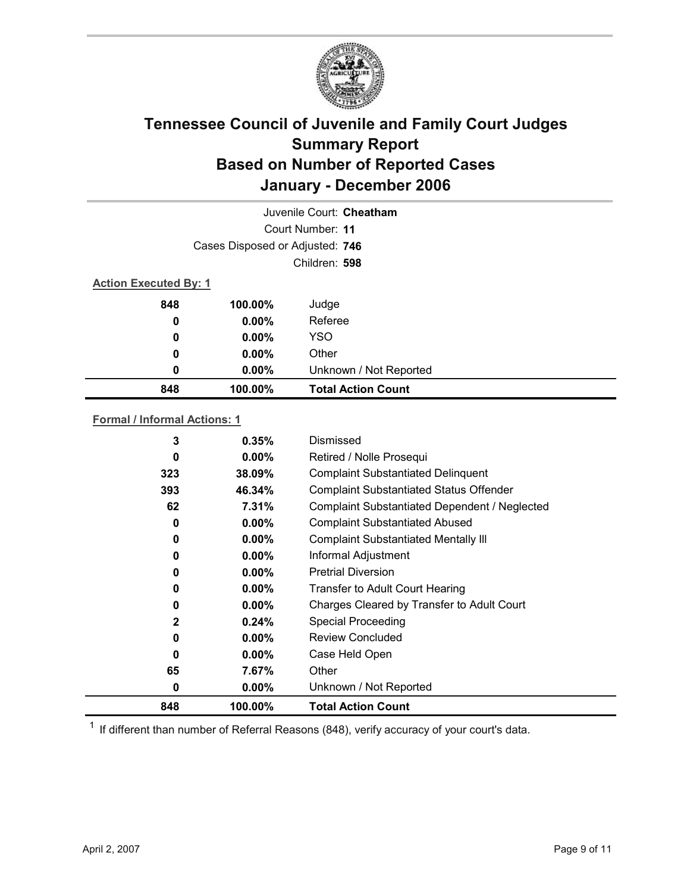# Tennessee Council of Juvenile and Family Court Judges
# Summary Report
# Based on Number of Reported Cases
# January - December 2006

Juvenile Court: **Cheatham**

Court Number: **11**

Cases Disposed or Adjusted: **746**

Children: **598**

**Action Executed By: 1**

| | | |
|---|---|---|
| 848 | 100.00% | Judge |
| 0 | 0.00% | Referee |
| 0 | 0.00% | YSO |
| 0 | 0.00% | Other |
| 0 | 0.00% | Unknown / Not Reported |
| **848** | **100.00%** | **Total Action Count** |

**Formal / Informal Actions: 1**

| | | |
|---|---|---|
| 3 | 0.35% | Dismissed |
| 0 | 0.00% | Retired / Nolle Prosequi |
| 323 | 38.09% | Complaint Substantiated Delinquent |
| 393 | 46.34% | Complaint Substantiated Status Offender |
| 62 | 7.31% | Complaint Substantiated Dependent / Neglected |
| 0 | 0.00% | Complaint Substantiated Abused |
| 0 | 0.00% | Complaint Substantiated Mentally Ill |
| 0 | 0.00% | Informal Adjustment |
| 0 | 0.00% | Pretrial Diversion |
| 0 | 0.00% | Transfer to Adult Court Hearing |
| 0 | 0.00% | Charges Cleared by Transfer to Adult Court |
| 2 | 0.24% | Special Proceeding |
| 0 | 0.00% | Review Concluded |
| 0 | 0.00% | Case Held Open |
| 65 | 7.67% | Other |
| 0 | 0.00% | Unknown / Not Reported |
| **848** | **100.00%** | **Total Action Count** |

[1] If different than number of Referral Reasons (848), verify accuracy of your court's data.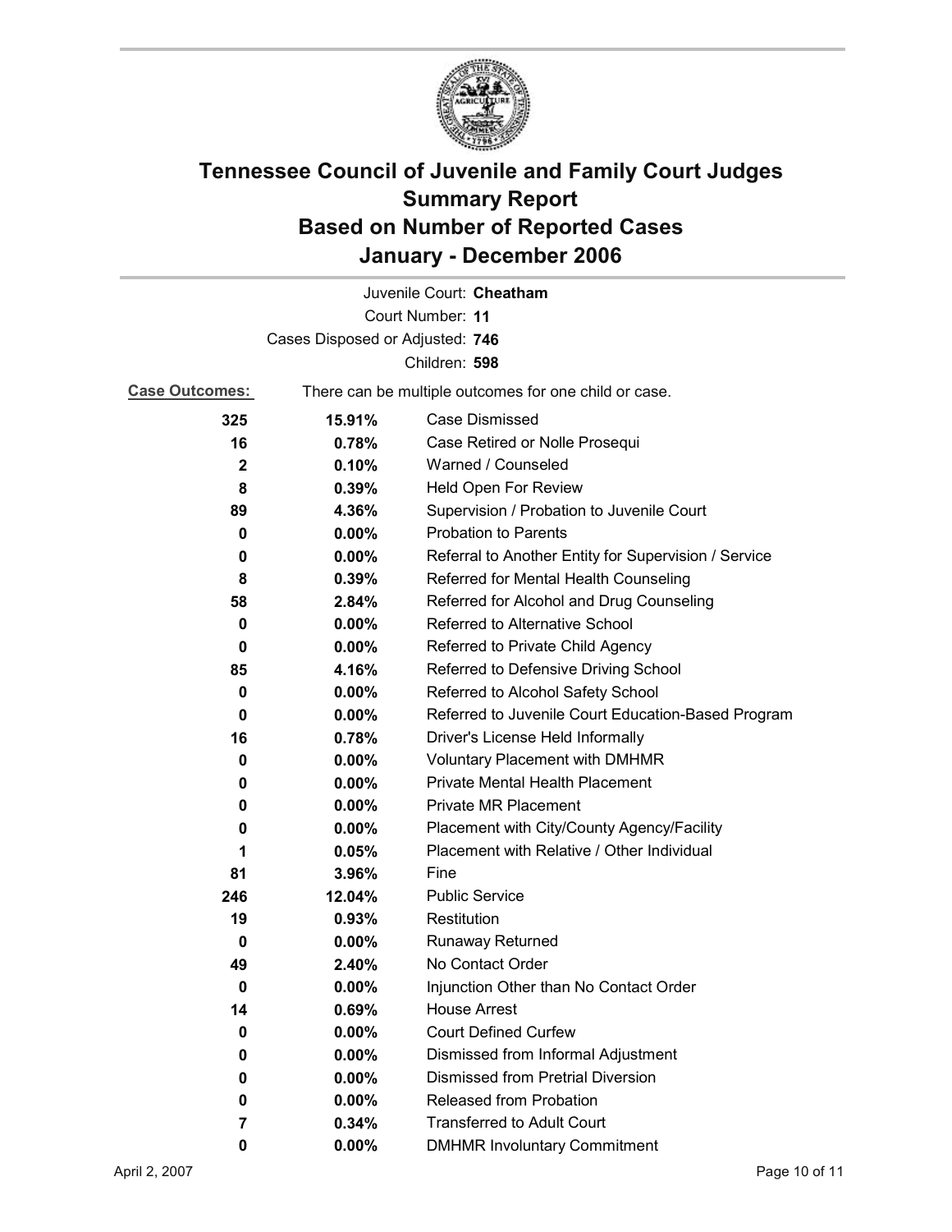# Tennessee Council of Juvenile and Family Court Judges
# Summary Report
# Based on Number of Reported Cases
# January - December 2006

Juvenile Court: **Cheatham**

Court Number: **11**

Cases Disposed or Adjusted: **746**

Children: **598**

**Case Outcomes:** There can be multiple outcomes for one child or case.

| Count | Percent | Outcome |
|---|---|---|
| **325** | **15.91%** | Case Dismissed |
| **16** | **0.78%** | Case Retired or Nolle Prosequi |
| **2** | **0.10%** | Warned / Counseled |
| **8** | **0.39%** | Held Open For Review |
| **89** | **4.36%** | Supervision / Probation to Juvenile Court |
| **0** | **0.00%** | Probation to Parents |
| **0** | **0.00%** | Referral to Another Entity for Supervision / Service |
| **8** | **0.39%** | Referred for Mental Health Counseling |
| **58** | **2.84%** | Referred for Alcohol and Drug Counseling |
| **0** | **0.00%** | Referred to Alternative School |
| **0** | **0.00%** | Referred to Private Child Agency |
| **85** | **4.16%** | Referred to Defensive Driving School |
| **0** | **0.00%** | Referred to Alcohol Safety School |
| **0** | **0.00%** | Referred to Juvenile Court Education-Based Program |
| **16** | **0.78%** | Driver's License Held Informally |
| **0** | **0.00%** | Voluntary Placement with DMHMR |
| **0** | **0.00%** | Private Mental Health Placement |
| **0** | **0.00%** | Private MR Placement |
| **0** | **0.00%** | Placement with City/County Agency/Facility |
| **1** | **0.05%** | Placement with Relative / Other Individual |
| **81** | **3.96%** | Fine |
| **246** | **12.04%** | Public Service |
| **19** | **0.93%** | Restitution |
| **0** | **0.00%** | Runaway Returned |
| **49** | **2.40%** | No Contact Order |
| **0** | **0.00%** | Injunction Other than No Contact Order |
| **14** | **0.69%** | House Arrest |
| **0** | **0.00%** | Court Defined Curfew |
| **0** | **0.00%** | Dismissed from Informal Adjustment |
| **0** | **0.00%** | Dismissed from Pretrial Diversion |
| **0** | **0.00%** | Released from Probation |
| **7** | **0.34%** | Transferred to Adult Court |
| **0** | **0.00%** | DMHMR Involuntary Commitment |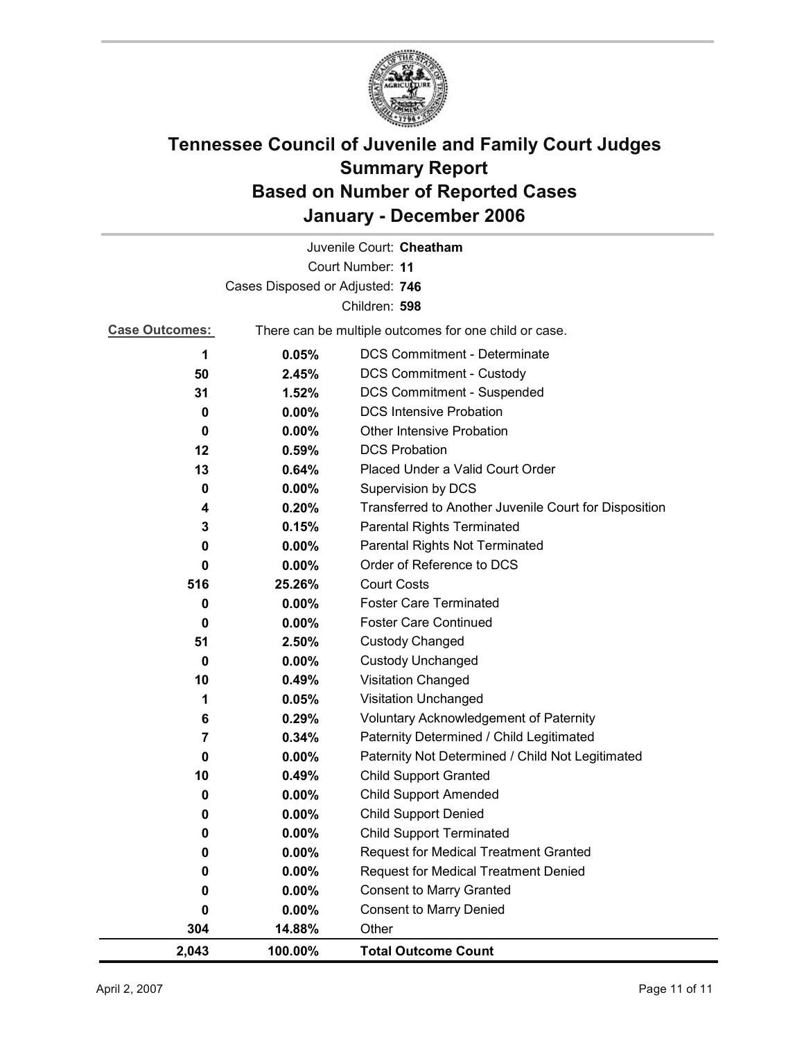# Tennessee Council of Juvenile and Family Court Judges
# Summary Report
# Based on Number of Reported Cases
# January - December 2006

Juvenile Court: **Cheatham**

Court Number: **11**

Cases Disposed or Adjusted: **746**

Children: **598**

**Case Outcomes:** There can be multiple outcomes for one child or case.

| | | |
|---|---|---|
| 1 | 0.05% | DCS Commitment - Determinate |
| 50 | 2.45% | DCS Commitment - Custody |
| 31 | 1.52% | DCS Commitment - Suspended |
| 0 | 0.00% | DCS Intensive Probation |
| 0 | 0.00% | Other Intensive Probation |
| 12 | 0.59% | DCS Probation |
| 13 | 0.64% | Placed Under a Valid Court Order |
| 0 | 0.00% | Supervision by DCS |
| 4 | 0.20% | Transferred to Another Juvenile Court for Disposition |
| 3 | 0.15% | Parental Rights Terminated |
| 0 | 0.00% | Parental Rights Not Terminated |
| 0 | 0.00% | Order of Reference to DCS |
| 516 | 25.26% | Court Costs |
| 0 | 0.00% | Foster Care Terminated |
| 0 | 0.00% | Foster Care Continued |
| 51 | 2.50% | Custody Changed |
| 0 | 0.00% | Custody Unchanged |
| 10 | 0.49% | Visitation Changed |
| 1 | 0.05% | Visitation Unchanged |
| 6 | 0.29% | Voluntary Acknowledgement of Paternity |
| 7 | 0.34% | Paternity Determined / Child Legitimated |
| 0 | 0.00% | Paternity Not Determined / Child Not Legitimated |
| 10 | 0.49% | Child Support Granted |
| 0 | 0.00% | Child Support Amended |
| 0 | 0.00% | Child Support Denied |
| 0 | 0.00% | Child Support Terminated |
| 0 | 0.00% | Request for Medical Treatment Granted |
| 0 | 0.00% | Request for Medical Treatment Denied |
| 0 | 0.00% | Consent to Marry Granted |
| 0 | 0.00% | Consent to Marry Denied |
| 304 | 14.88% | Other |
| **2,043** | **100.00%** | **Total Outcome Count** |

April 2, 2007